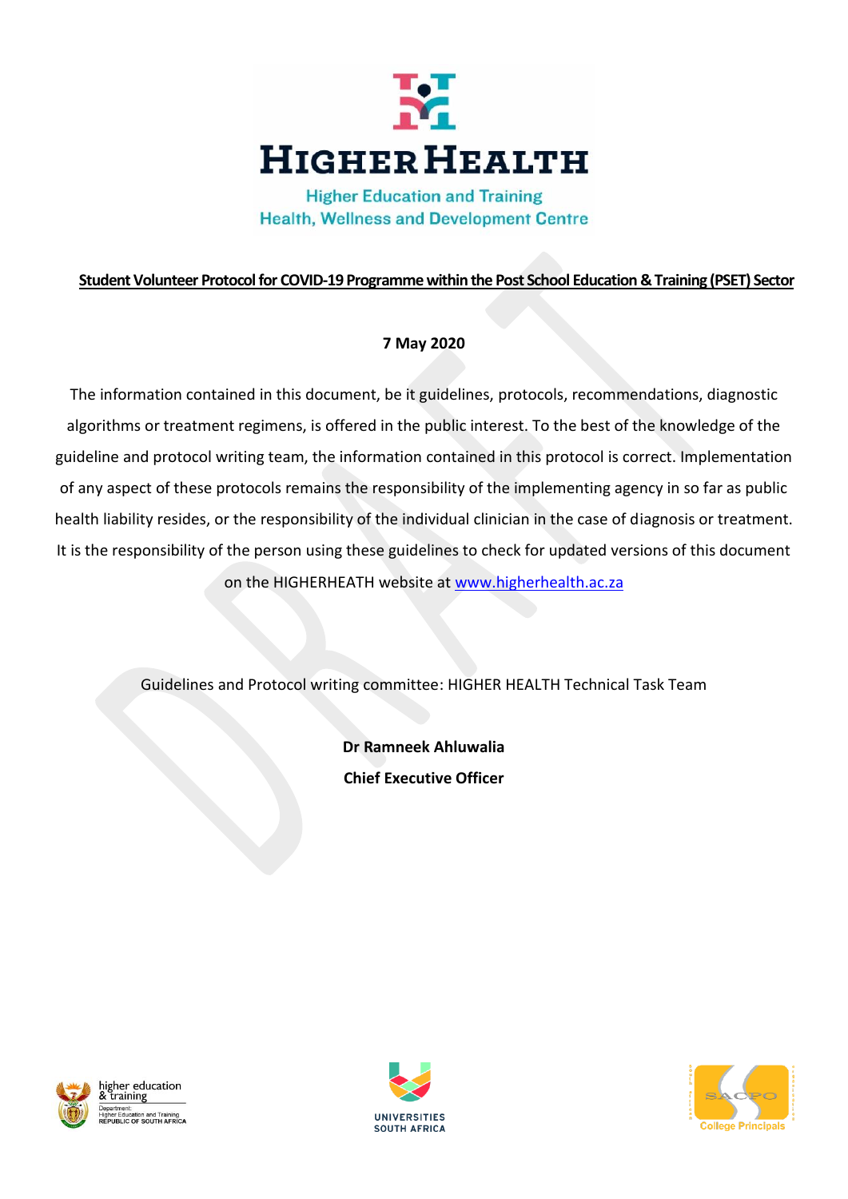# HIGHER HEALTH

Higher Education and Training
Health, Wellness and Development Centre

**Student Volunteer Protocol for COVID-19 Programme within the Post School Education & Training (PSET) Sector**

**7 May 2020**

The information contained in this document, be it guidelines, protocols, recommendations, diagnostic algorithms or treatment regimens, is offered in the public interest. To the best of the knowledge of the guideline and protocol writing team, the information contained in this protocol is correct. Implementation of any aspect of these protocols remains the responsibility of the implementing agency in so far as public health liability resides, or the responsibility of the individual clinician in the case of diagnosis or treatment. It is the responsibility of the person using these guidelines to check for updated versions of this document on the HIGHERHEATH website at www.higherhealth.ac.za

Guidelines and Protocol writing committee: HIGHER HEALTH Technical Task Team

**Dr Ramneek Ahluwalia**
**Chief Executive Officer**

higher education & training
Department: Higher Education and Training
REPUBLIC OF SOUTH AFRICA

UNIVERSITIES SOUTH AFRICA

SACPO
College Principals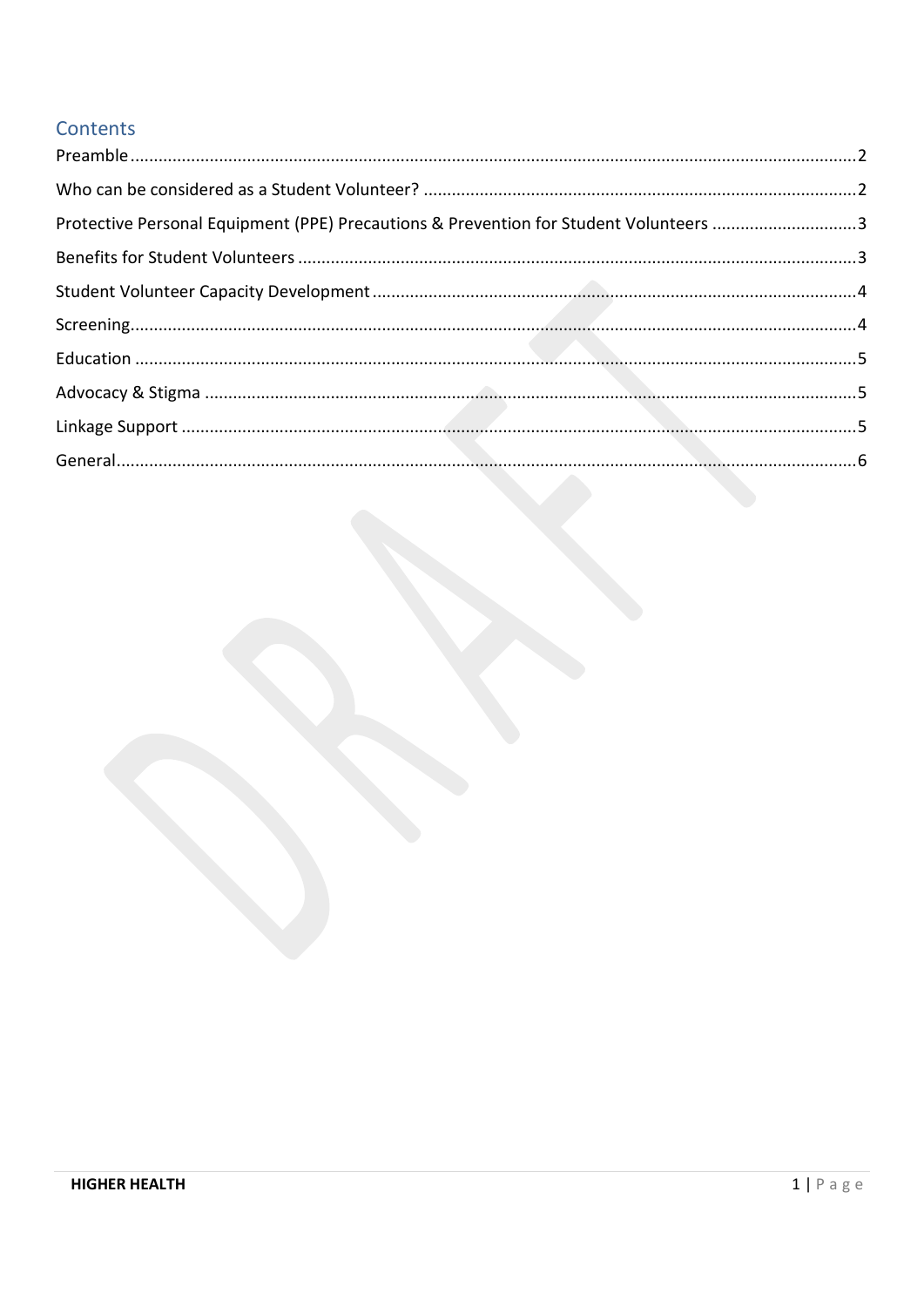## Contents

Preamble .......... 2

Who can be considered as a Student Volunteer? .......... 2

Protective Personal Equipment (PPE) Precautions & Prevention for Student Volunteers .......... 3

Benefits for Student Volunteers .......... 3

Student Volunteer Capacity Development .......... 4

Screening .......... 4

Education .......... 5

Advocacy & Stigma .......... 5

Linkage Support .......... 5

General .......... 6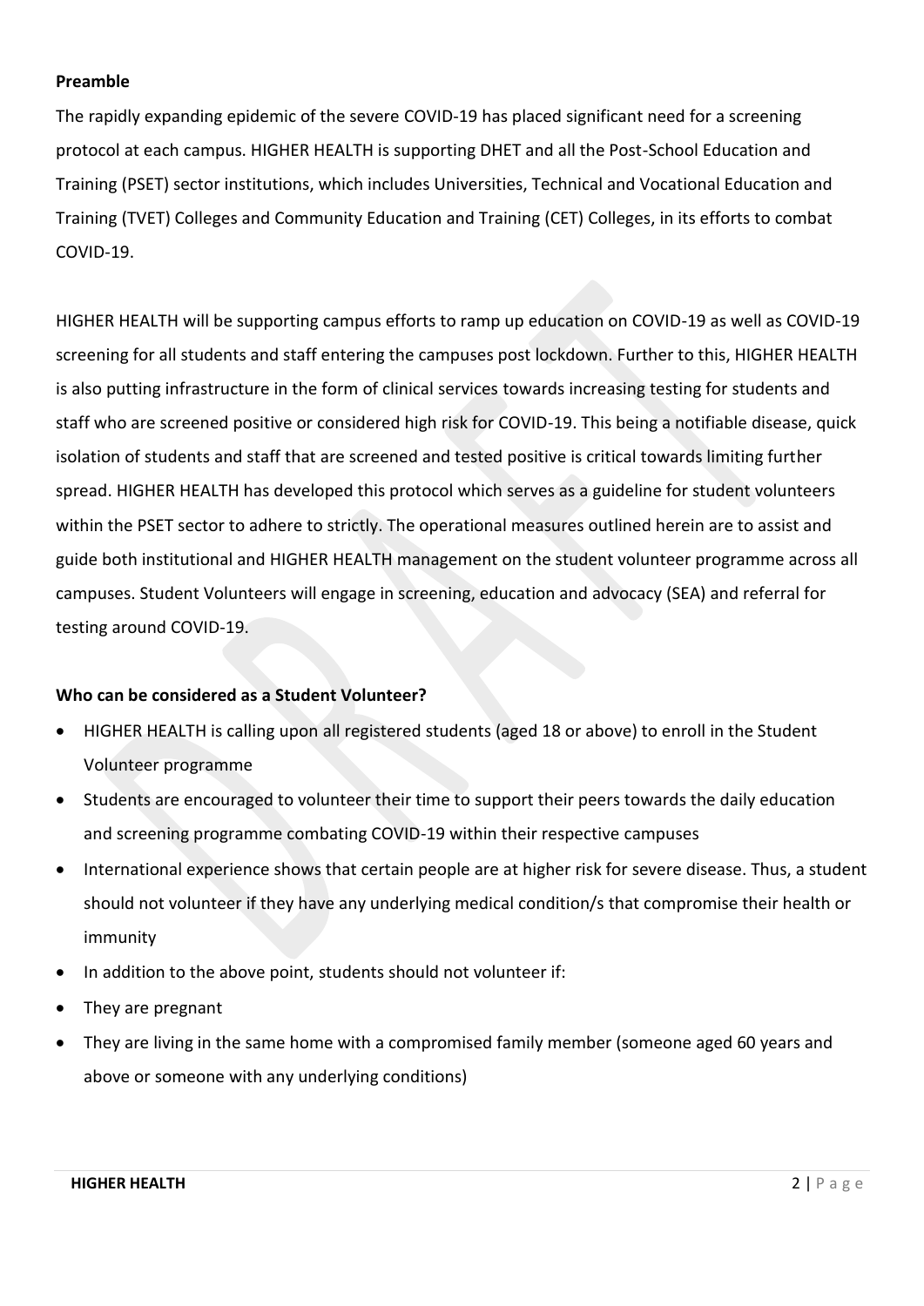**Preamble**

The rapidly expanding epidemic of the severe COVID-19 has placed significant need for a screening protocol at each campus. HIGHER HEALTH is supporting DHET and all the Post-School Education and Training (PSET) sector institutions, which includes Universities, Technical and Vocational Education and Training (TVET) Colleges and Community Education and Training (CET) Colleges, in its efforts to combat COVID-19.

HIGHER HEALTH will be supporting campus efforts to ramp up education on COVID-19 as well as COVID-19 screening for all students and staff entering the campuses post lockdown. Further to this, HIGHER HEALTH is also putting infrastructure in the form of clinical services towards increasing testing for students and staff who are screened positive or considered high risk for COVID-19. This being a notifiable disease, quick isolation of students and staff that are screened and tested positive is critical towards limiting further spread. HIGHER HEALTH has developed this protocol which serves as a guideline for student volunteers within the PSET sector to adhere to strictly. The operational measures outlined herein are to assist and guide both institutional and HIGHER HEALTH management on the student volunteer programme across all campuses. Student Volunteers will engage in screening, education and advocacy (SEA) and referral for testing around COVID-19.

**Who can be considered as a Student Volunteer?**

- HIGHER HEALTH is calling upon all registered students (aged 18 or above) to enroll in the Student Volunteer programme
- Students are encouraged to volunteer their time to support their peers towards the daily education and screening programme combating COVID-19 within their respective campuses
- International experience shows that certain people are at higher risk for severe disease. Thus, a student should not volunteer if they have any underlying medical condition/s that compromise their health or immunity
- In addition to the above point, students should not volunteer if:
- They are pregnant
- They are living in the same home with a compromised family member (someone aged 60 years and above or someone with any underlying conditions)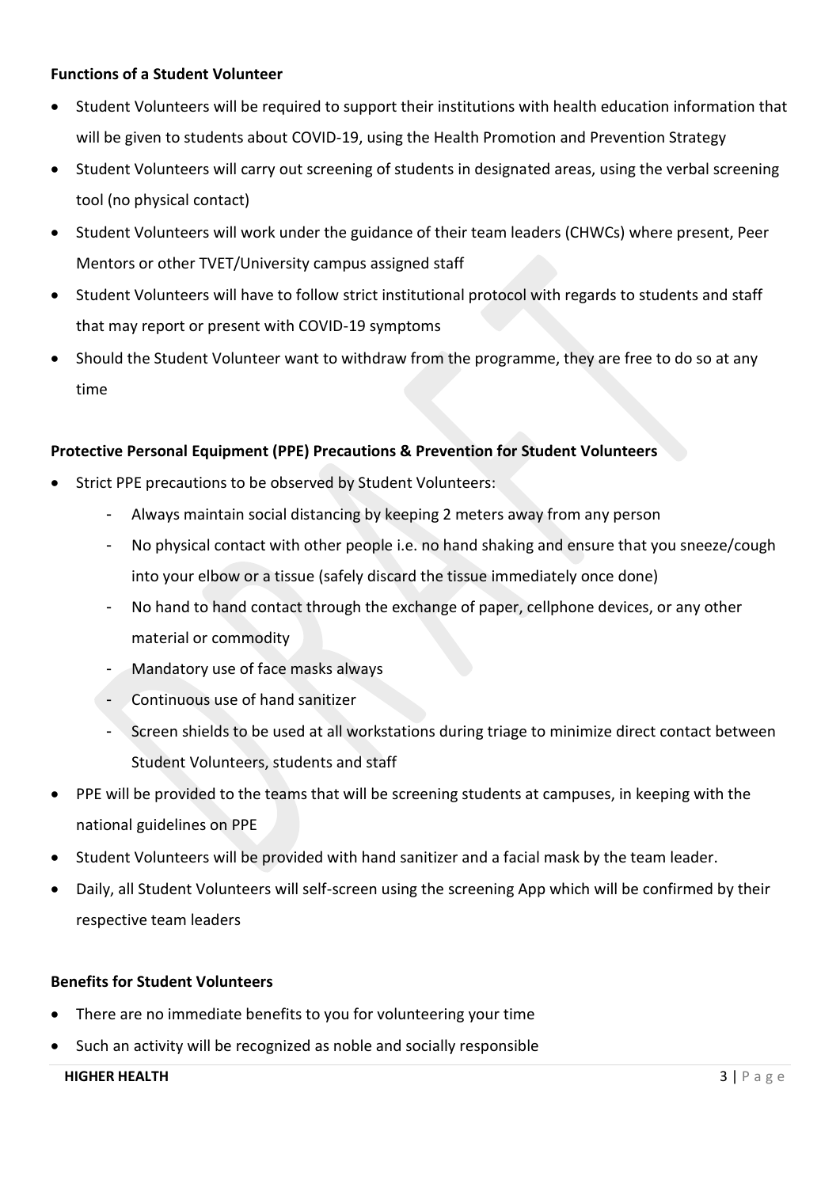**Functions of a Student Volunteer**

- Student Volunteers will be required to support their institutions with health education information that will be given to students about COVID-19, using the Health Promotion and Prevention Strategy
- Student Volunteers will carry out screening of students in designated areas, using the verbal screening tool (no physical contact)
- Student Volunteers will work under the guidance of their team leaders (CHWCs) where present, Peer Mentors or other TVET/University campus assigned staff
- Student Volunteers will have to follow strict institutional protocol with regards to students and staff that may report or present with COVID-19 symptoms
- Should the Student Volunteer want to withdraw from the programme, they are free to do so at any time

**Protective Personal Equipment (PPE) Precautions & Prevention for Student Volunteers**

- Strict PPE precautions to be observed by Student Volunteers:
  - Always maintain social distancing by keeping 2 meters away from any person
  - No physical contact with other people i.e. no hand shaking and ensure that you sneeze/cough into your elbow or a tissue (safely discard the tissue immediately once done)
  - No hand to hand contact through the exchange of paper, cellphone devices, or any other material or commodity
  - Mandatory use of face masks always
  - Continuous use of hand sanitizer
  - Screen shields to be used at all workstations during triage to minimize direct contact between Student Volunteers, students and staff
- PPE will be provided to the teams that will be screening students at campuses, in keeping with the national guidelines on PPE
- Student Volunteers will be provided with hand sanitizer and a facial mask by the team leader.
- Daily, all Student Volunteers will self-screen using the screening App which will be confirmed by their respective team leaders

**Benefits for Student Volunteers**

- There are no immediate benefits to you for volunteering your time
- Such an activity will be recognized as noble and socially responsible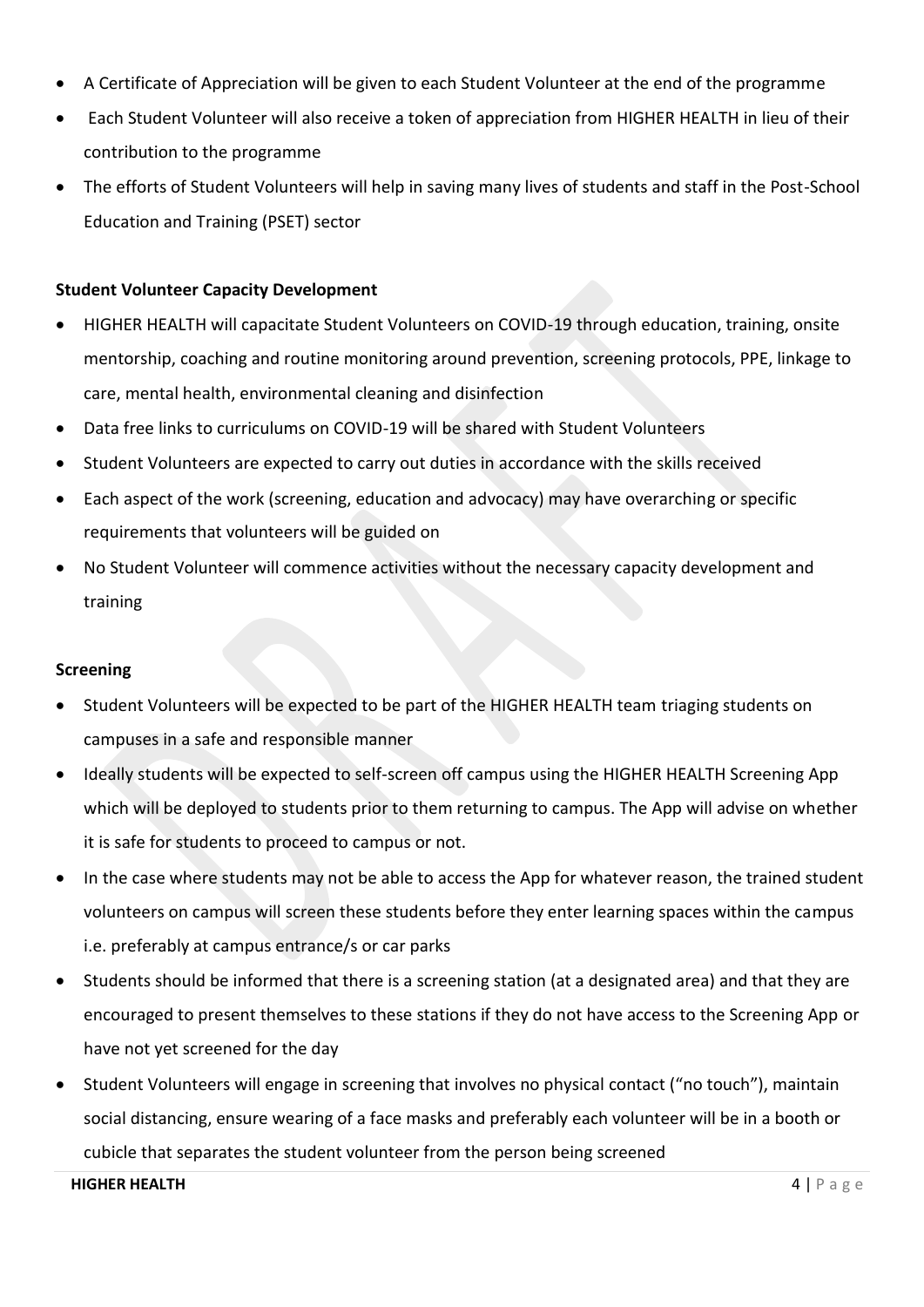- A Certificate of Appreciation will be given to each Student Volunteer at the end of the programme
- Each Student Volunteer will also receive a token of appreciation from HIGHER HEALTH in lieu of their contribution to the programme
- The efforts of Student Volunteers will help in saving many lives of students and staff in the Post-School Education and Training (PSET) sector

**Student Volunteer Capacity Development**

- HIGHER HEALTH will capacitate Student Volunteers on COVID-19 through education, training, onsite mentorship, coaching and routine monitoring around prevention, screening protocols, PPE, linkage to care, mental health, environmental cleaning and disinfection
- Data free links to curriculums on COVID-19 will be shared with Student Volunteers
- Student Volunteers are expected to carry out duties in accordance with the skills received
- Each aspect of the work (screening, education and advocacy) may have overarching or specific requirements that volunteers will be guided on
- No Student Volunteer will commence activities without the necessary capacity development and training

**Screening**

- Student Volunteers will be expected to be part of the HIGHER HEALTH team triaging students on campuses in a safe and responsible manner
- Ideally students will be expected to self-screen off campus using the HIGHER HEALTH Screening App which will be deployed to students prior to them returning to campus. The App will advise on whether it is safe for students to proceed to campus or not.
- In the case where students may not be able to access the App for whatever reason, the trained student volunteers on campus will screen these students before they enter learning spaces within the campus i.e. preferably at campus entrance/s or car parks
- Students should be informed that there is a screening station (at a designated area) and that they are encouraged to present themselves to these stations if they do not have access to the Screening App or have not yet screened for the day
- Student Volunteers will engage in screening that involves no physical contact ("no touch"), maintain social distancing, ensure wearing of a face masks and preferably each volunteer will be in a booth or cubicle that separates the student volunteer from the person being screened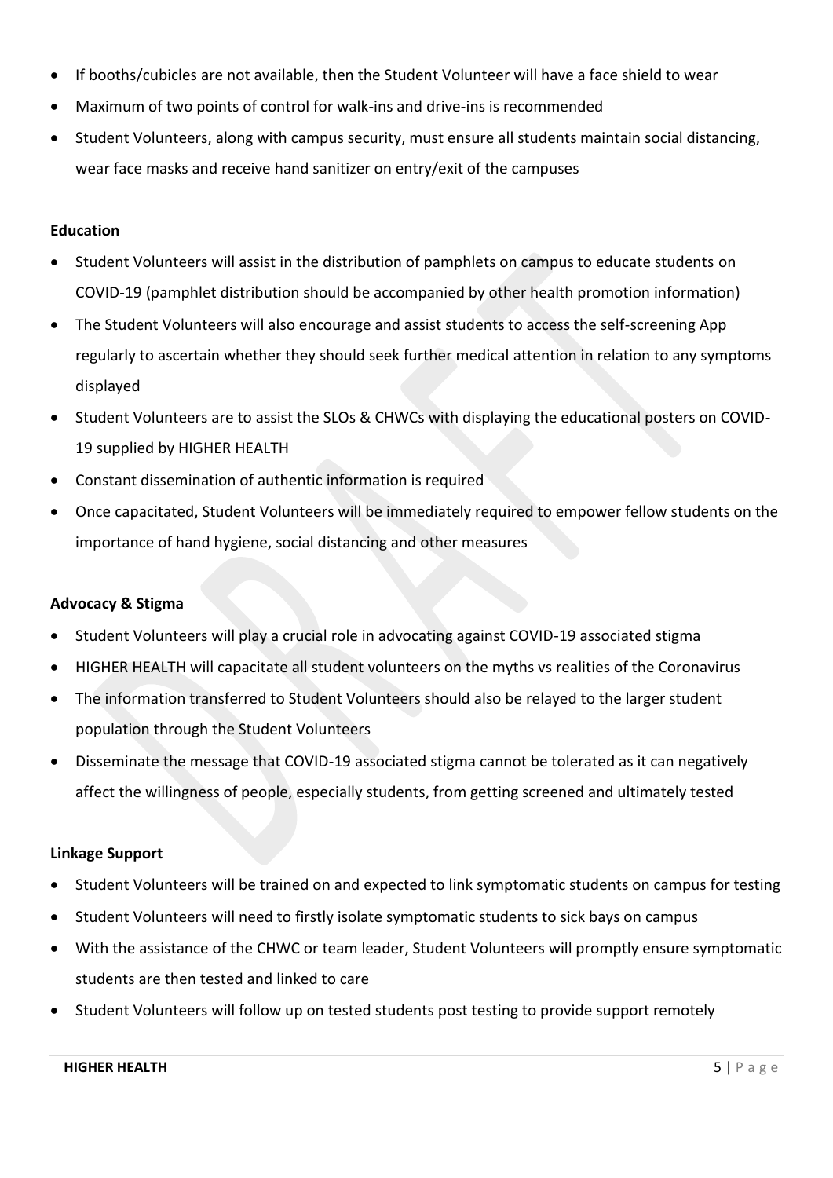- If booths/cubicles are not available, then the Student Volunteer will have a face shield to wear
- Maximum of two points of control for walk-ins and drive-ins is recommended
- Student Volunteers, along with campus security, must ensure all students maintain social distancing, wear face masks and receive hand sanitizer on entry/exit of the campuses

**Education**

- Student Volunteers will assist in the distribution of pamphlets on campus to educate students on COVID-19 (pamphlet distribution should be accompanied by other health promotion information)
- The Student Volunteers will also encourage and assist students to access the self-screening App regularly to ascertain whether they should seek further medical attention in relation to any symptoms displayed
- Student Volunteers are to assist the SLOs & CHWCs with displaying the educational posters on COVID-19 supplied by HIGHER HEALTH
- Constant dissemination of authentic information is required
- Once capacitated, Student Volunteers will be immediately required to empower fellow students on the importance of hand hygiene, social distancing and other measures

**Advocacy & Stigma**

- Student Volunteers will play a crucial role in advocating against COVID-19 associated stigma
- HIGHER HEALTH will capacitate all student volunteers on the myths vs realities of the Coronavirus
- The information transferred to Student Volunteers should also be relayed to the larger student population through the Student Volunteers
- Disseminate the message that COVID-19 associated stigma cannot be tolerated as it can negatively affect the willingness of people, especially students, from getting screened and ultimately tested

**Linkage Support**

- Student Volunteers will be trained on and expected to link symptomatic students on campus for testing
- Student Volunteers will need to firstly isolate symptomatic students to sick bays on campus
- With the assistance of the CHWC or team leader, Student Volunteers will promptly ensure symptomatic students are then tested and linked to care
- Student Volunteers will follow up on tested students post testing to provide support remotely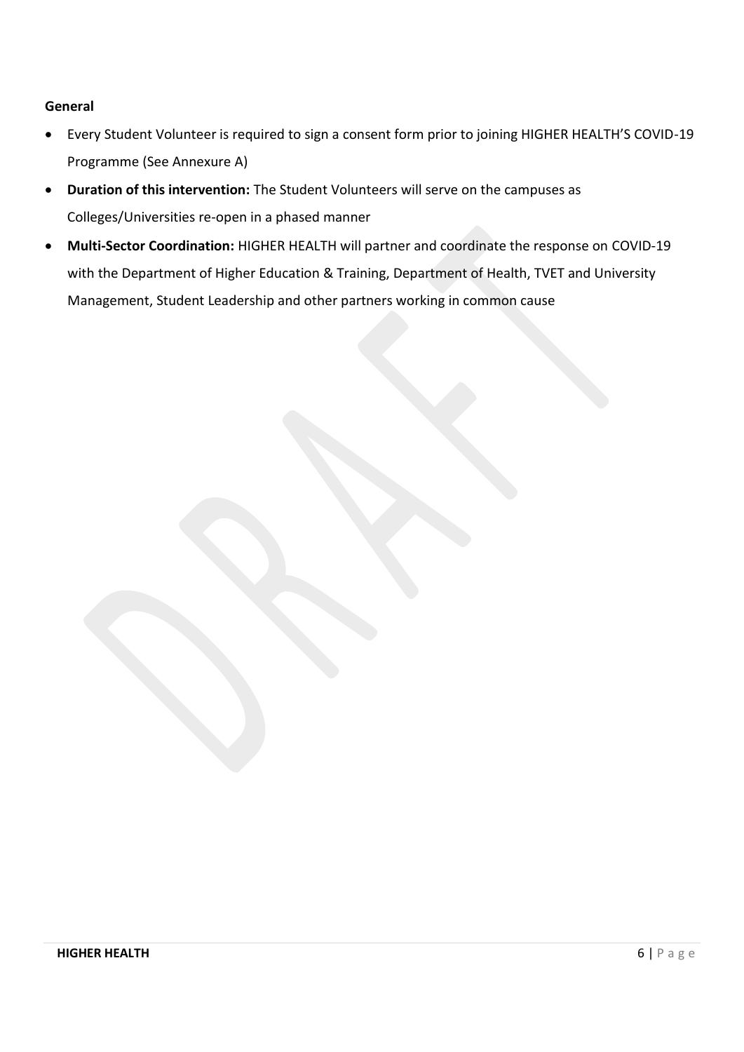**General**

- Every Student Volunteer is required to sign a consent form prior to joining HIGHER HEALTH'S COVID-19 Programme (See Annexure A)
- **Duration of this intervention:** The Student Volunteers will serve on the campuses as Colleges/Universities re-open in a phased manner
- **Multi-Sector Coordination:** HIGHER HEALTH will partner and coordinate the response on COVID-19 with the Department of Higher Education & Training, Department of Health, TVET and University Management, Student Leadership and other partners working in common cause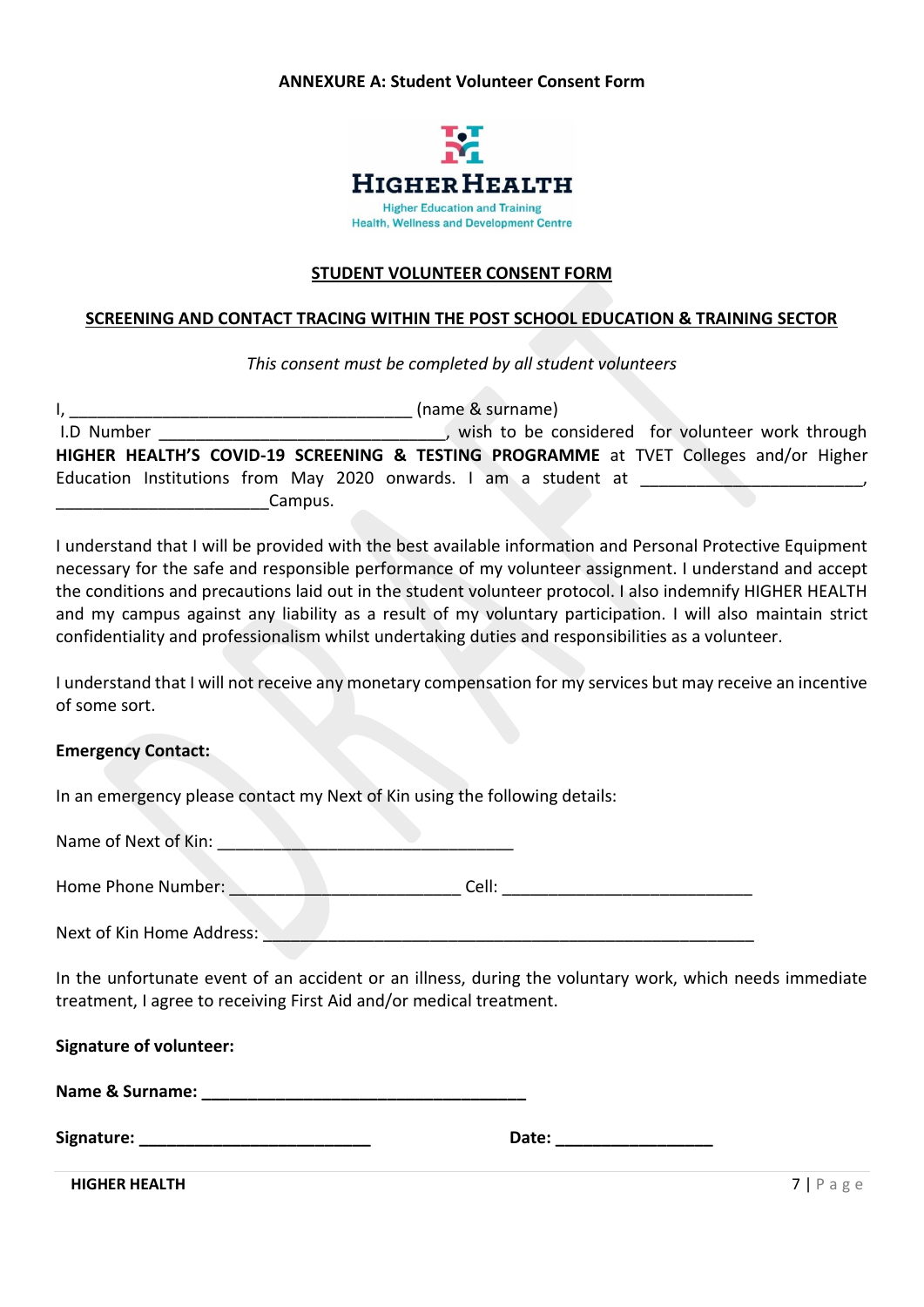**ANNEXURE A: Student Volunteer Consent Form**

HIGHER HEALTH

Higher Education and Training
Health, Wellness and Development Centre

**STUDENT VOLUNTEER CONSENT FORM**

**SCREENING AND CONTACT TRACING WITHIN THE POST SCHOOL EDUCATION & TRAINING SECTOR**

*This consent must be completed by all student volunteers*

I, ______________________________________ (name & surname)
I.D Number _______________________________, wish to be considered for volunteer work through **HIGHER HEALTH'S COVID-19 SCREENING & TESTING PROGRAMME** at TVET Colleges and/or Higher Education Institutions from May 2020 onwards. I am a student at ________________________, _______________________Campus.

I understand that I will be provided with the best available information and Personal Protective Equipment necessary for the safe and responsible performance of my volunteer assignment. I understand and accept the conditions and precautions laid out in the student volunteer protocol. I also indemnify HIGHER HEALTH and my campus against any liability as a result of my voluntary participation. I will also maintain strict confidentiality and professionalism whilst undertaking duties and responsibilities as a volunteer.

I understand that I will not receive any monetary compensation for my services but may receive an incentive of some sort.

**Emergency Contact:**

In an emergency please contact my Next of Kin using the following details:

Name of Next of Kin: ________________________________

Home Phone Number: _________________________ Cell: ___________________________

Next of Kin Home Address: ____________________________________________________

In the unfortunate event of an accident or an illness, during the voluntary work, which needs immediate treatment, I agree to receiving First Aid and/or medical treatment.

**Signature of volunteer:**

**Name & Surname: ___________________________________**

**Signature: _________________________** **Date: _________________**